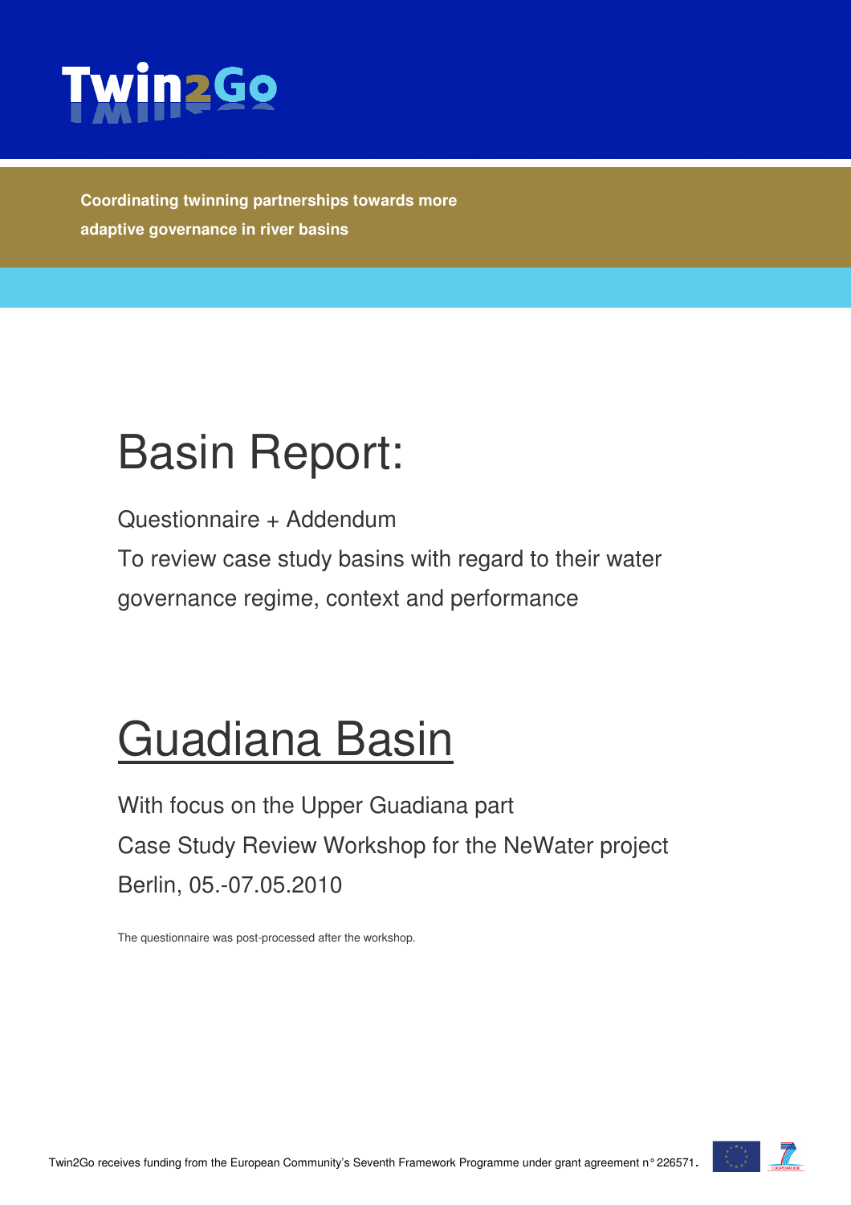Twin2Go

**Coordinating twinning partnerships towards more adaptive governance in river basins**

# Basin Report:

Questionnaire + Addendum

To review case study basins with regard to their water governance regime, context and performance

# Guadiana Basin

With focus on the Upper Guadiana part

Case Study Review Workshop for the NeWater project

Berlin, 05.-07.05.2010

The questionnaire was post-processed after the workshop.

Twin2Go receives funding from the European Community's Seventh Framework Programme under grant agreement n° 226571.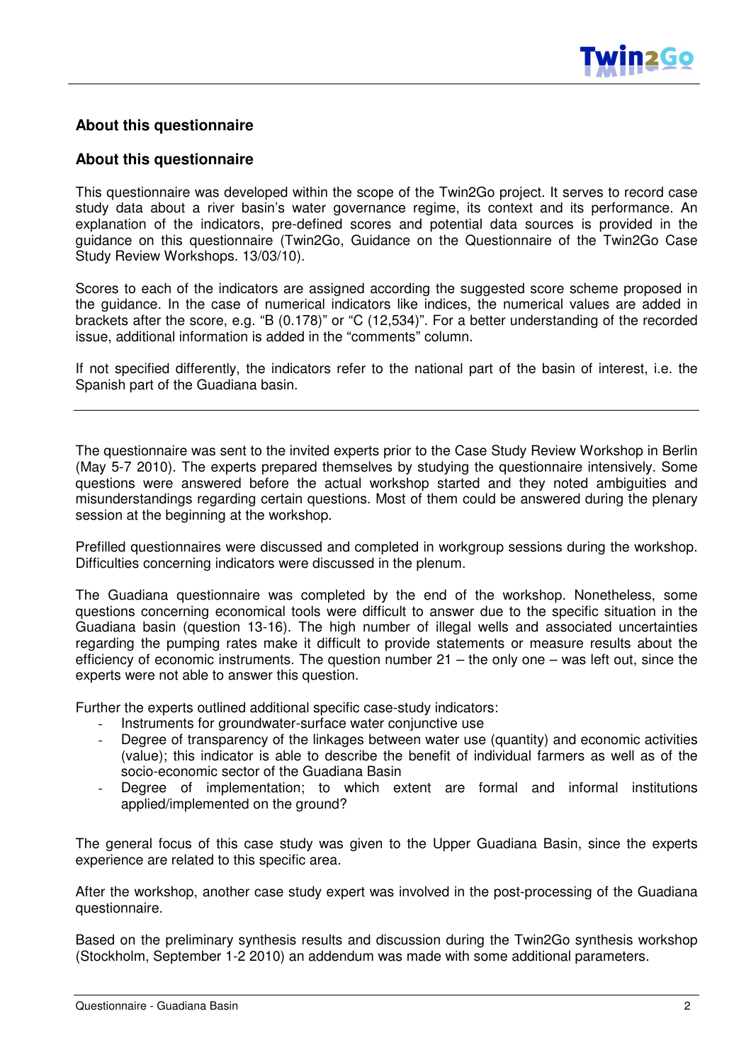## About this questionnaire

## About this questionnaire

This questionnaire was developed within the scope of the Twin2Go project. It serves to record case study data about a river basin's water governance regime, its context and its performance. An explanation of the indicators, pre-defined scores and potential data sources is provided in the guidance on this questionnaire (Twin2Go, Guidance on the Questionnaire of the Twin2Go Case Study Review Workshops. 13/03/10).

Scores to each of the indicators are assigned according the suggested score scheme proposed in the guidance. In the case of numerical indicators like indices, the numerical values are added in brackets after the score, e.g. "B (0.178)" or "C (12,534)". For a better understanding of the recorded issue, additional information is added in the "comments" column.

If not specified differently, the indicators refer to the national part of the basin of interest, i.e. the Spanish part of the Guadiana basin.

---

The questionnaire was sent to the invited experts prior to the Case Study Review Workshop in Berlin (May 5-7 2010). The experts prepared themselves by studying the questionnaire intensively. Some questions were answered before the actual workshop started and they noted ambiguities and misunderstandings regarding certain questions. Most of them could be answered during the plenary session at the beginning at the workshop.

Prefilled questionnaires were discussed and completed in workgroup sessions during the workshop. Difficulties concerning indicators were discussed in the plenum.

The Guadiana questionnaire was completed by the end of the workshop. Nonetheless, some questions concerning economical tools were difficult to answer due to the specific situation in the Guadiana basin (question 13-16). The high number of illegal wells and associated uncertainties regarding the pumping rates make it difficult to provide statements or measure results about the efficiency of economic instruments. The question number 21 – the only one – was left out, since the experts were not able to answer this question.

Further the experts outlined additional specific case-study indicators:

- Instruments for groundwater-surface water conjunctive use
- Degree of transparency of the linkages between water use (quantity) and economic activities (value); this indicator is able to describe the benefit of individual farmers as well as of the socio-economic sector of the Guadiana Basin
- Degree of implementation; to which extent are formal and informal institutions applied/implemented on the ground?

The general focus of this case study was given to the Upper Guadiana Basin, since the experts experience are related to this specific area.

After the workshop, another case study expert was involved in the post-processing of the Guadiana questionnaire.

Based on the preliminary synthesis results and discussion during the Twin2Go synthesis workshop (Stockholm, September 1-2 2010) an addendum was made with some additional parameters.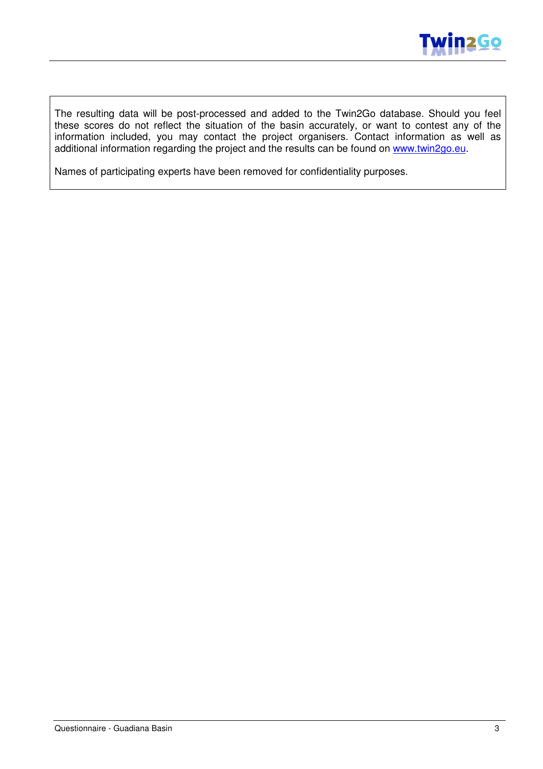The resulting data will be post-processed and added to the Twin2Go database. Should you feel these scores do not reflect the situation of the basin accurately, or want to contest any of the information included, you may contact the project organisers. Contact information as well as additional information regarding the project and the results can be found on [www.twin2go.eu](http://www.twin2go.eu).

Names of participating experts have been removed for confidentiality purposes.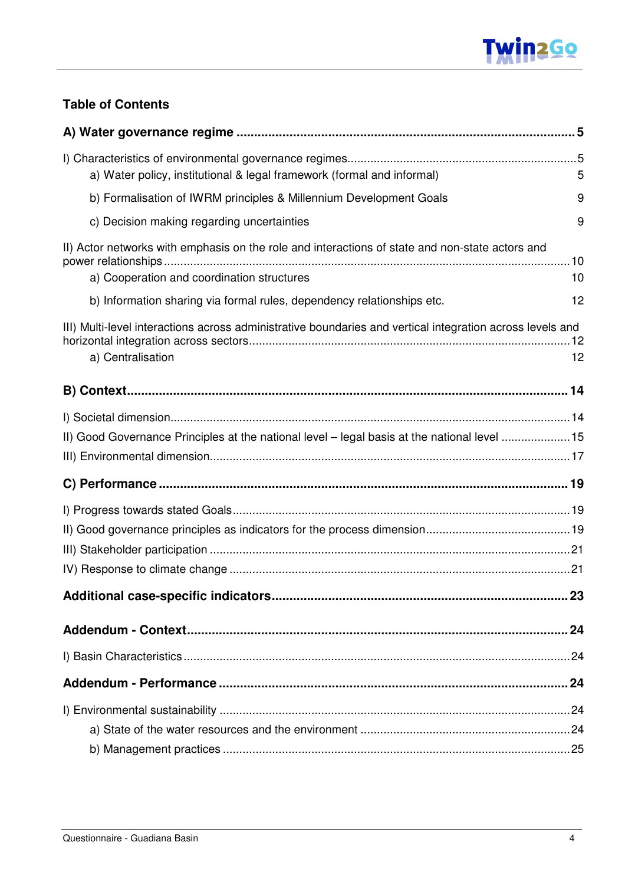## Table of Contents

**A) Water governance regime** .......... **5**

I) Characteristics of environmental governance regimes .......... 5

- a) Water policy, institutional & legal framework (formal and informal) 5
- b) Formalisation of IWRM principles & Millennium Development Goals 9
- c) Decision making regarding uncertainties 9

II) Actor networks with emphasis on the role and interactions of state and non-state actors and power relationships .......... 10

- a) Cooperation and coordination structures 10
- b) Information sharing via formal rules, dependency relationships etc. 12

III) Multi-level interactions across administrative boundaries and vertical integration across levels and horizontal integration across sectors .......... 12

- a) Centralisation 12

**B) Context** .......... **14**

I) Societal dimension .......... 14

II) Good Governance Principles at the national level – legal basis at the national level .......... 15

III) Environmental dimension .......... 17

**C) Performance** .......... **19**

I) Progress towards stated Goals .......... 19

II) Good governance principles as indicators for the process dimension .......... 19

III) Stakeholder participation .......... 21

IV) Response to climate change .......... 21

**Additional case-specific indicators** .......... **23**

**Addendum - Context** .......... **24**

I) Basin Characteristics .......... 24

**Addendum - Performance** .......... **24**

I) Environmental sustainability .......... 24

- a) State of the water resources and the environment .......... 24
- b) Management practices .......... 25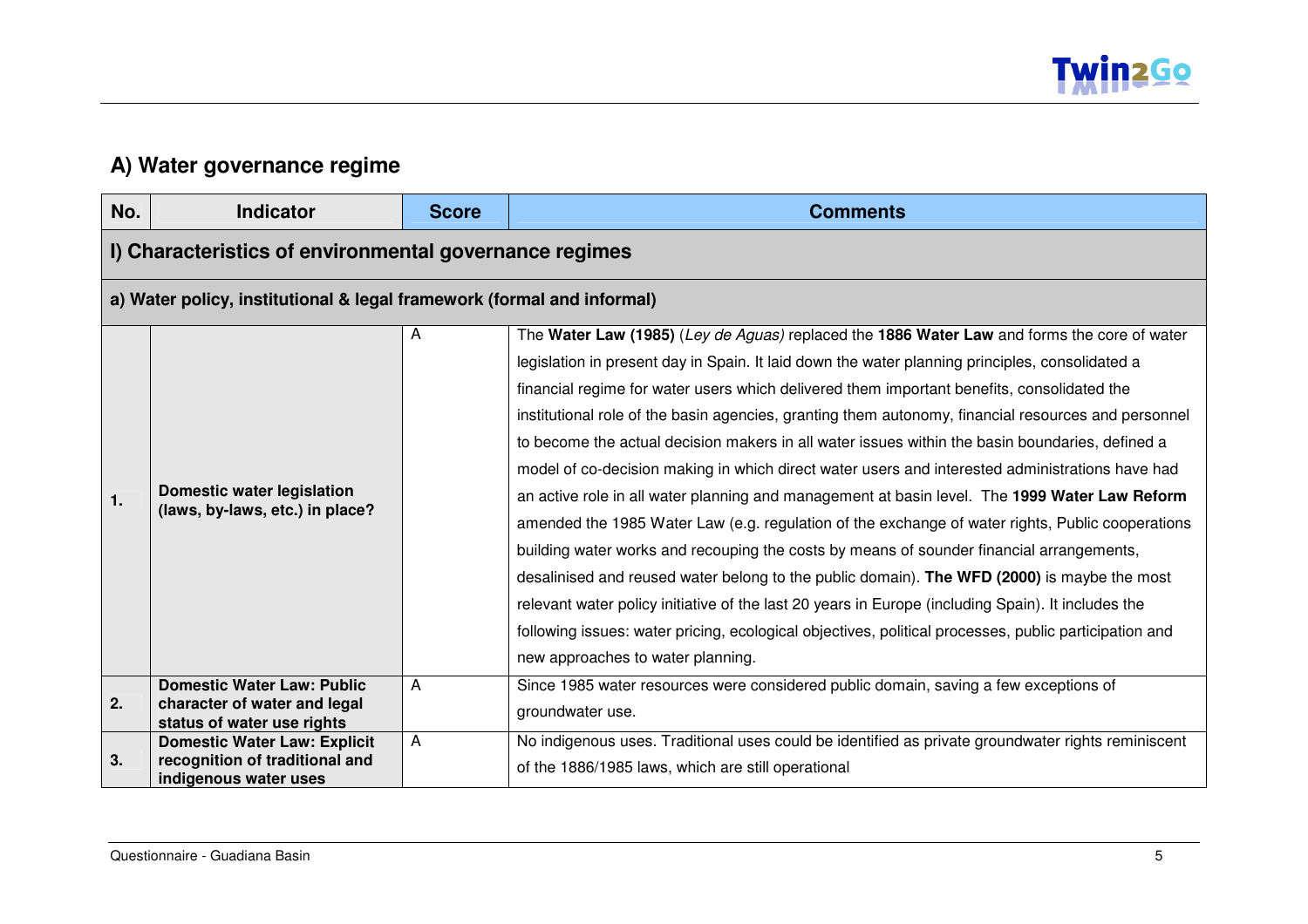## A) Water governance regime

| No. | Indicator | Score | Comments |
|---|---|---|---|
| **I) Characteristics of environmental governance regimes** | | | |
| **a) Water policy, institutional & legal framework (formal and informal)** | | | |
| **1.** | **Domestic water legislation (laws, by-laws, etc.) in place?** | A | The **Water Law (1985)** (*Ley de Aguas)* replaced the **1886 Water Law** and forms the core of water legislation in present day in Spain. It laid down the water planning principles, consolidated a financial regime for water users which delivered them important benefits, consolidated the institutional role of the basin agencies, granting them autonomy, financial resources and personnel to become the actual decision makers in all water issues within the basin boundaries, defined a model of co-decision making in which direct water users and interested administrations have had an active role in all water planning and management at basin level. The **1999 Water Law Reform** amended the 1985 Water Law (e.g. regulation of the exchange of water rights, Public cooperations building water works and recouping the costs by means of sounder financial arrangements, desalinised and reused water belong to the public domain). **The WFD (2000)** is maybe the most relevant water policy initiative of the last 20 years in Europe (including Spain). It includes the following issues: water pricing, ecological objectives, political processes, public participation and new approaches to water planning. |
| **2.** | **Domestic Water Law: Public character of water and legal status of water use rights** | A | Since 1985 water resources were considered public domain, saving a few exceptions of groundwater use. |
| **3.** | **Domestic Water Law: Explicit recognition of traditional and indigenous water uses** | A | No indigenous uses. Traditional uses could be identified as private groundwater rights reminiscent of the 1886/1985 laws, which are still operational |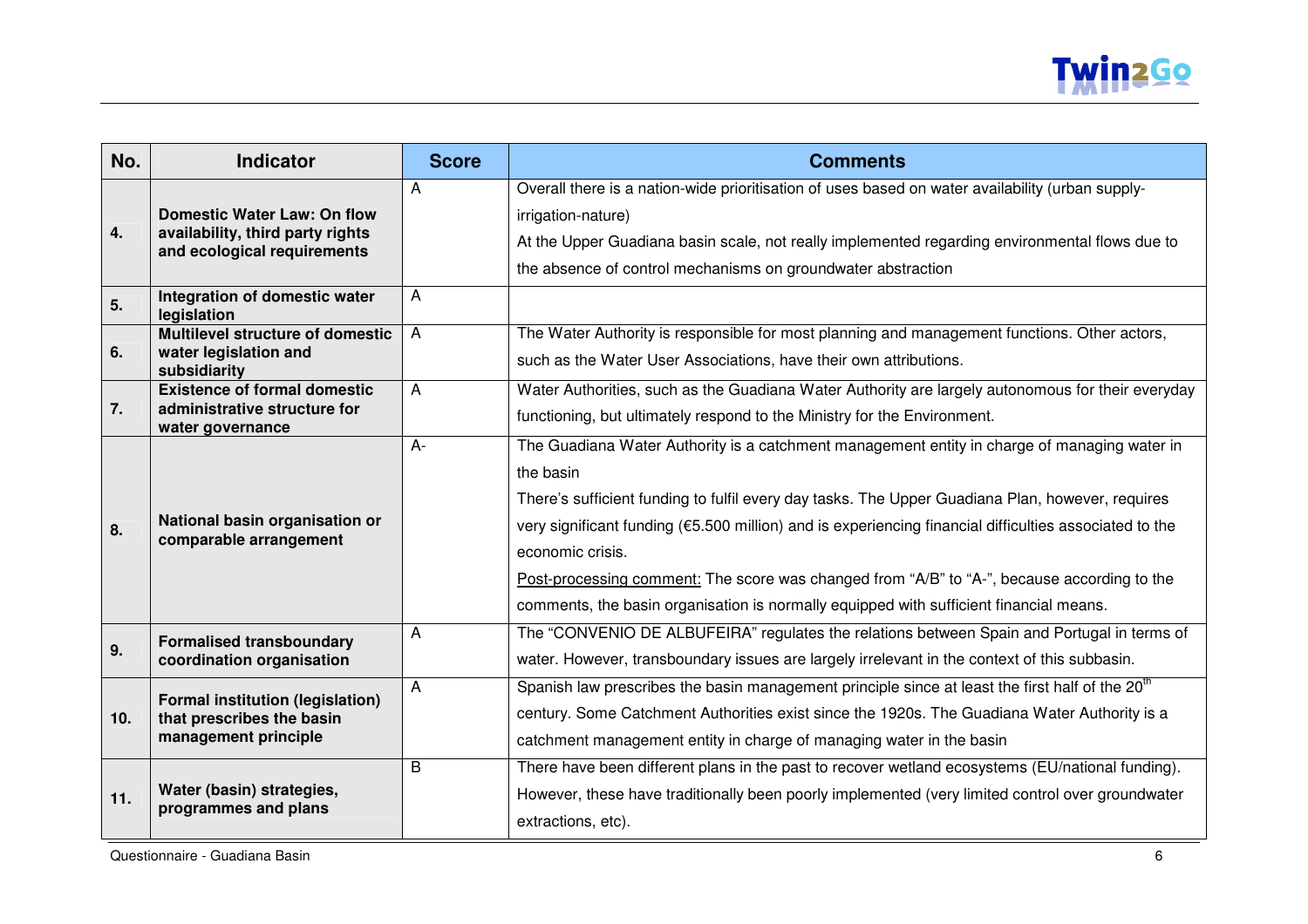| No. | Indicator | Score | Comments |
|---|---|---|---|
| 4. | **Domestic Water Law: On flow availability, third party rights and ecological requirements** | A | Overall there is a nation-wide prioritisation of uses based on water availability (urban supply-irrigation-nature)<br>At the Upper Guadiana basin scale, not really implemented regarding environmental flows due to the absence of control mechanisms on groundwater abstraction |
| 5. | **Integration of domestic water legislation** | A | |
| 6. | **Multilevel structure of domestic water legislation and subsidiarity** | A | The Water Authority is responsible for most planning and management functions. Other actors, such as the Water User Associations, have their own attributions. |
| 7. | **Existence of formal domestic administrative structure for water governance** | A | Water Authorities, such as the Guadiana Water Authority are largely autonomous for their everyday functioning, but ultimately respond to the Ministry for the Environment. |
| 8. | **National basin organisation or comparable arrangement** | A- | The Guadiana Water Authority is a catchment management entity in charge of managing water in the basin<br>There's sufficient funding to fulfil every day tasks. The Upper Guadiana Plan, however, requires very significant funding (€5.500 million) and is experiencing financial difficulties associated to the economic crisis.<br>Post-processing comment: The score was changed from "A/B" to "A-", because according to the comments, the basin organisation is normally equipped with sufficient financial means. |
| 9. | **Formalised transboundary coordination organisation** | A | The "CONVENIO DE ALBUFEIRA" regulates the relations between Spain and Portugal in terms of water. However, transboundary issues are largely irrelevant in the context of this subbasin. |
| 10. | **Formal institution (legislation) that prescribes the basin management principle** | A | Spanish law prescribes the basin management principle since at least the first half of the 20th century. Some Catchment Authorities exist since the 1920s. The Guadiana Water Authority is a catchment management entity in charge of managing water in the basin |
| 11. | **Water (basin) strategies, programmes and plans** | B | There have been different plans in the past to recover wetland ecosystems (EU/national funding). However, these have traditionally been poorly implemented (very limited control over groundwater extractions, etc). |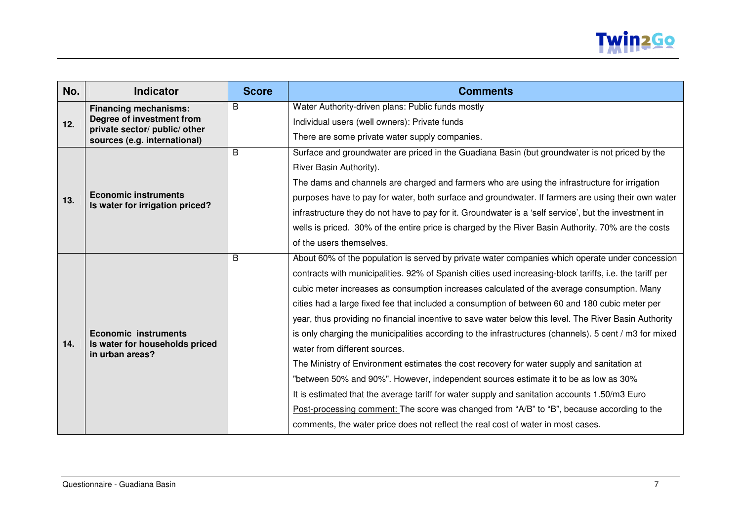| No. | Indicator | Score | Comments |
|---|---|---|---|
| 12. | **Financing mechanisms: Degree of investment from private sector/ public/ other sources (e.g. international)** | B | Water Authority-driven plans: Public funds mostly<br>Individual users (well owners): Private funds<br>There are some private water supply companies. |
| 13. | **Economic instruments Is water for irrigation priced?** | B | Surface and groundwater are priced in the Guadiana Basin (but groundwater is not priced by the River Basin Authority).<br>The dams and channels are charged and farmers who are using the infrastructure for irrigation purposes have to pay for water, both surface and groundwater. If farmers are using their own water infrastructure they do not have to pay for it. Groundwater is a 'self service', but the investment in wells is priced. 30% of the entire price is charged by the River Basin Authority. 70% are the costs of the users themselves. |
| 14. | **Economic instruments Is water for households priced in urban areas?** | B | About 60% of the population is served by private water companies which operate under concession contracts with municipalities. 92% of Spanish cities used increasing-block tariffs, i.e. the tariff per cubic meter increases as consumption increases calculated of the average consumption. Many cities had a large fixed fee that included a consumption of between 60 and 180 cubic meter per year, thus providing no financial incentive to save water below this level. The River Basin Authority is only charging the municipalities according to the infrastructures (channels). 5 cent / m3 for mixed water from different sources.<br>The Ministry of Environment estimates the cost recovery for water supply and sanitation at "between 50% and 90%". However, independent sources estimate it to be as low as 30%<br>It is estimated that the average tariff for water supply and sanitation accounts 1.50/m3 Euro<br>Post-processing comment: The score was changed from "A/B" to "B", because according to the comments, the water price does not reflect the real cost of water in most cases. |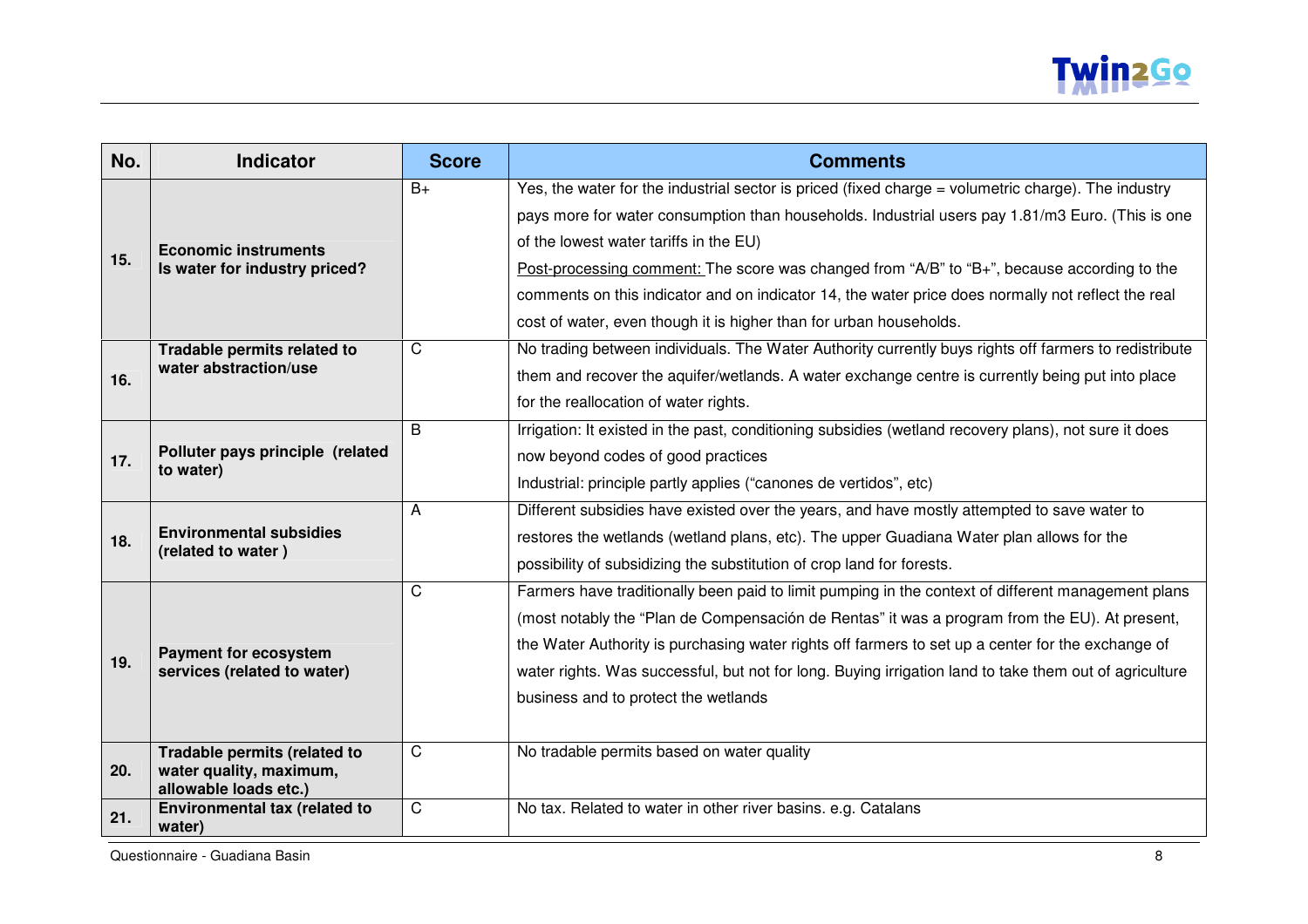| No. | Indicator | Score | Comments |
|---|---|---|---|
| 15. | **Economic instruments**<br>**Is water for industry priced?** | B+ | Yes, the water for the industrial sector is priced (fixed charge = volumetric charge). The industry pays more for water consumption than households. Industrial users pay 1.81/m3 Euro. (This is one of the lowest water tariffs in the EU)<br>Post-processing comment: The score was changed from "A/B" to "B+", because according to the comments on this indicator and on indicator 14, the water price does normally not reflect the real cost of water, even though it is higher than for urban households. |
| 16. | **Tradable permits related to water abstraction/use** | C | No trading between individuals. The Water Authority currently buys rights off farmers to redistribute them and recover the aquifer/wetlands. A water exchange centre is currently being put into place for the reallocation of water rights. |
| 17. | **Polluter pays principle (related to water)** | B | Irrigation: It existed in the past, conditioning subsidies (wetland recovery plans), not sure it does now beyond codes of good practices<br>Industrial: principle partly applies ("canones de vertidos", etc) |
| 18. | **Environmental subsidies (related to water )** | A | Different subsidies have existed over the years, and have mostly attempted to save water to restores the wetlands (wetland plans, etc). The upper Guadiana Water plan allows for the possibility of subsidizing the substitution of crop land for forests. |
| 19. | **Payment for ecosystem services (related to water)** | C | Farmers have traditionally been paid to limit pumping in the context of different management plans (most notably the "Plan de Compensación de Rentas" it was a program from the EU). At present, the Water Authority is purchasing water rights off farmers to set up a center for the exchange of water rights. Was successful, but not for long. Buying irrigation land to take them out of agriculture business and to protect the wetlands |
| 20. | **Tradable permits (related to water quality, maximum, allowable loads etc.)** | C | No tradable permits based on water quality |
| 21. | **Environmental tax (related to water)** | C | No tax. Related to water in other river basins. e.g. Catalans |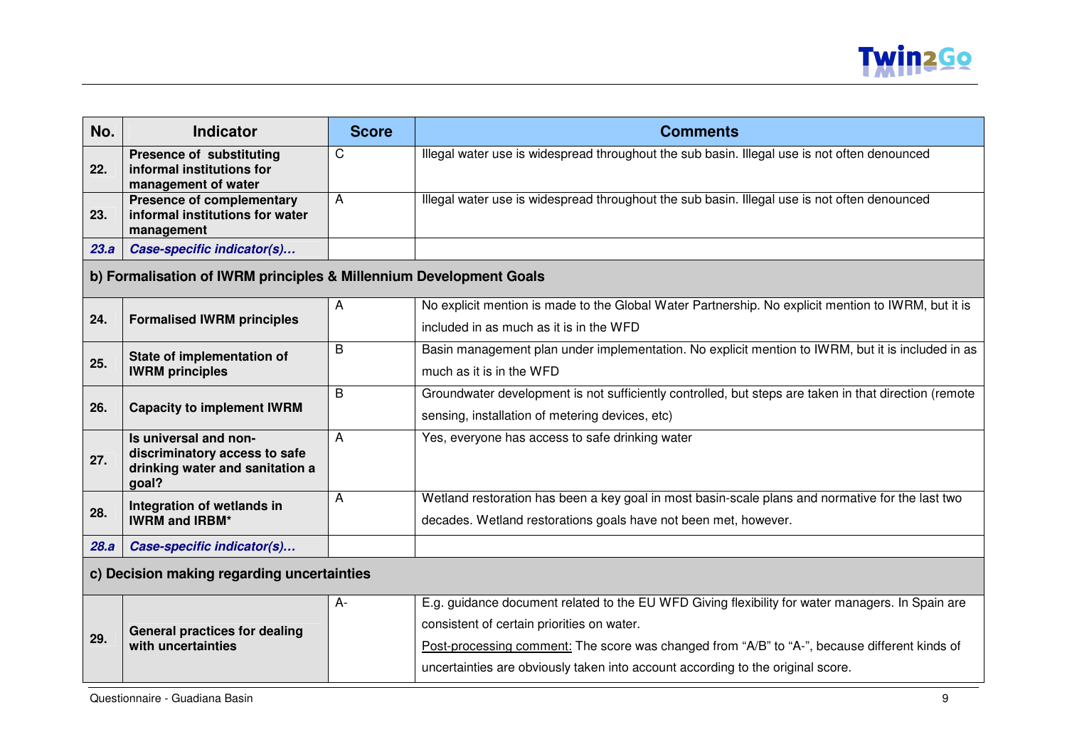| No. | Indicator | Score | Comments |
|---|---|---|---|
| 22. | **Presence of substituting informal institutions for management of water** | C | Illegal water use is widespread throughout the sub basin. Illegal use is not often denounced |
| 23. | **Presence of complementary informal institutions for water management** | A | Illegal water use is widespread throughout the sub basin. Illegal use is not often denounced |
| *23.a* | ***Case-specific indicator(s)…*** | | |
| **b) Formalisation of IWRM principles & Millennium Development Goals** | | | |
| 24. | **Formalised IWRM principles** | A | No explicit mention is made to the Global Water Partnership. No explicit mention to IWRM, but it is included in as much as it is in the WFD |
| 25. | **State of implementation of IWRM principles** | B | Basin management plan under implementation. No explicit mention to IWRM, but it is included in as much as it is in the WFD |
| 26. | **Capacity to implement IWRM** | B | Groundwater development is not sufficiently controlled, but steps are taken in that direction (remote sensing, installation of metering devices, etc) |
| 27. | **Is universal and non-discriminatory access to safe drinking water and sanitation a goal?** | A | Yes, everyone has access to safe drinking water |
| 28. | **Integration of wetlands in IWRM and IRBM*** | A | Wetland restoration has been a key goal in most basin-scale plans and normative for the last two decades. Wetland restorations goals have not been met, however. |
| *28.a* | ***Case-specific indicator(s)…*** | | |
| **c) Decision making regarding uncertainties** | | | |
| 29. | **General practices for dealing with uncertainties** | A- | E.g. guidance document related to the EU WFD Giving flexibility for water managers. In Spain are consistent of certain priorities on water. <br> <u>Post-processing comment:</u> The score was changed from "A/B" to "A-", because different kinds of uncertainties are obviously taken into account according to the original score. |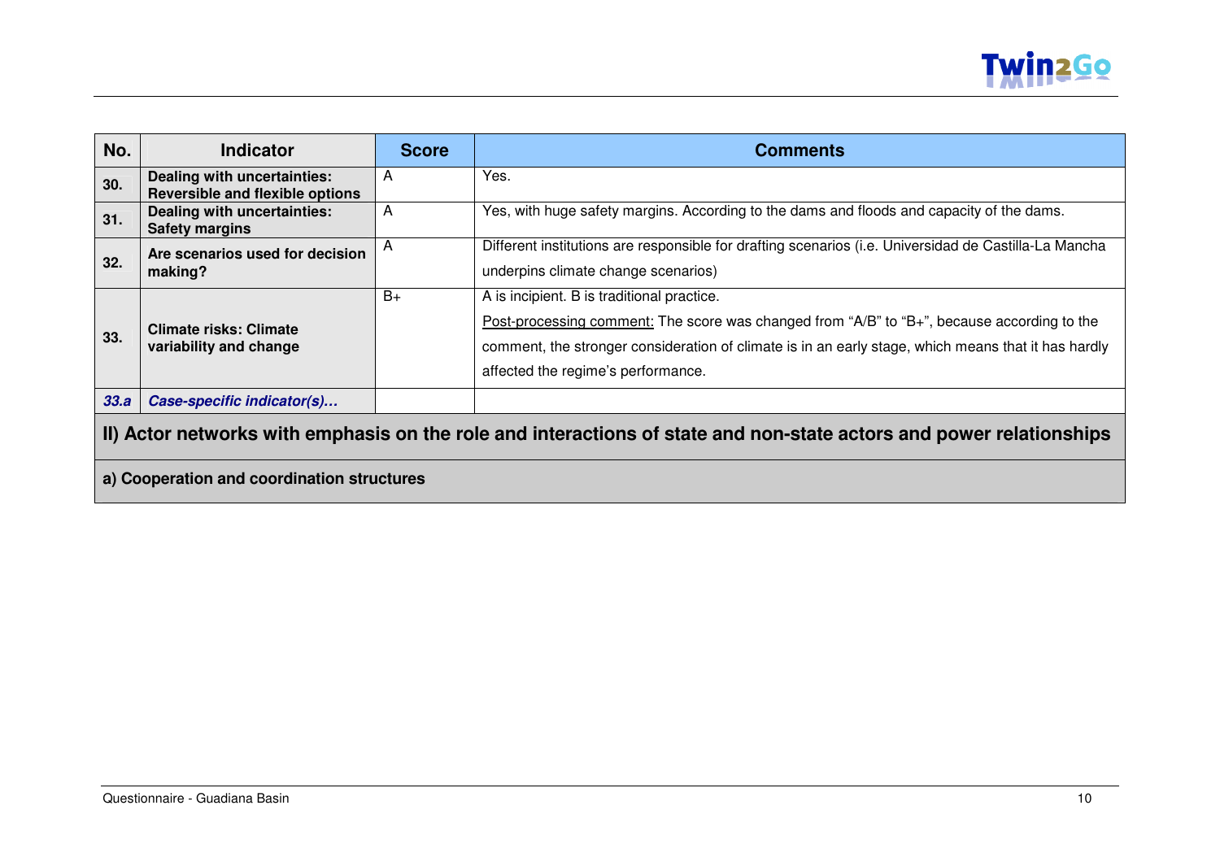| No. | Indicator | Score | Comments |
|---|---|---|---|
| **30.** | **Dealing with uncertainties: Reversible and flexible options** | A | Yes. |
| **31.** | **Dealing with uncertainties: Safety margins** | A | Yes, with huge safety margins. According to the dams and floods and capacity of the dams. |
| **32.** | **Are scenarios used for decision making?** | A | Different institutions are responsible for drafting scenarios (i.e. Universidad de Castilla-La Mancha underpins climate change scenarios) |
| **33.** | **Climate risks: Climate variability and change** | B+ | A is incipient. B is traditional practice. Post-processing comment: The score was changed from “A/B” to “B+”, because according to the comment, the stronger consideration of climate is in an early stage, which means that it has hardly affected the regime’s performance. |
| ***33.a*** | ***Case-specific indicator(s)…*** | | |
| **II) Actor networks with emphasis on the role and interactions of state and non-state actors and power relationships** | | | |
| **a) Cooperation and coordination structures** | | | |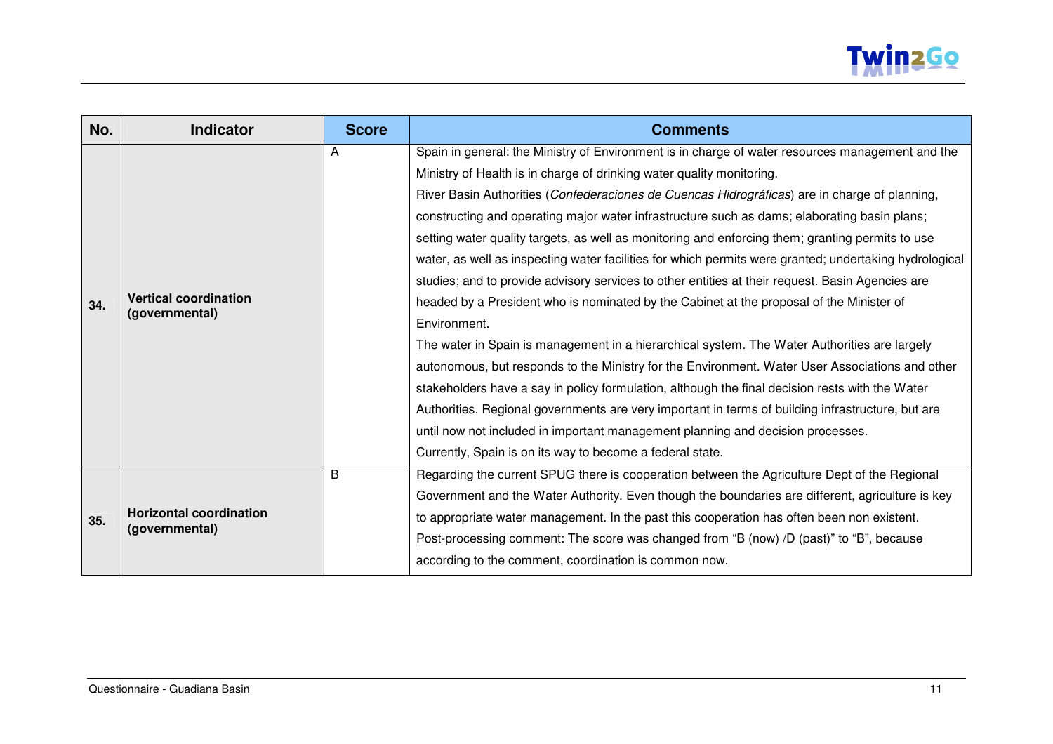| No. | Indicator | Score | Comments |
|---|---|---|---|
| **34.** | **Vertical coordination (governmental)** | A | Spain in general: the Ministry of Environment is in charge of water resources management and the Ministry of Health is in charge of drinking water quality monitoring.<br>River Basin Authorities (*Confederaciones de Cuencas Hidrográficas*) are in charge of planning, constructing and operating major water infrastructure such as dams; elaborating basin plans; setting water quality targets, as well as monitoring and enforcing them; granting permits to use water, as well as inspecting water facilities for which permits were granted; undertaking hydrological studies; and to provide advisory services to other entities at their request. Basin Agencies are headed by a President who is nominated by the Cabinet at the proposal of the Minister of Environment.<br>The water in Spain is management in a hierarchical system. The Water Authorities are largely autonomous, but responds to the Ministry for the Environment. Water User Associations and other stakeholders have a say in policy formulation, although the final decision rests with the Water Authorities. Regional governments are very important in terms of building infrastructure, but are until now not included in important management planning and decision processes.<br>Currently, Spain is on its way to become a federal state. |
| **35.** | **Horizontal coordination (governmental)** | B | Regarding the current SPUG there is cooperation between the Agriculture Dept of the Regional Government and the Water Authority. Even though the boundaries are different, agriculture is key to appropriate water management. In the past this cooperation has often been non existent.<br>Post-processing comment: The score was changed from "B (now) /D (past)" to "B", because according to the comment, coordination is common now. |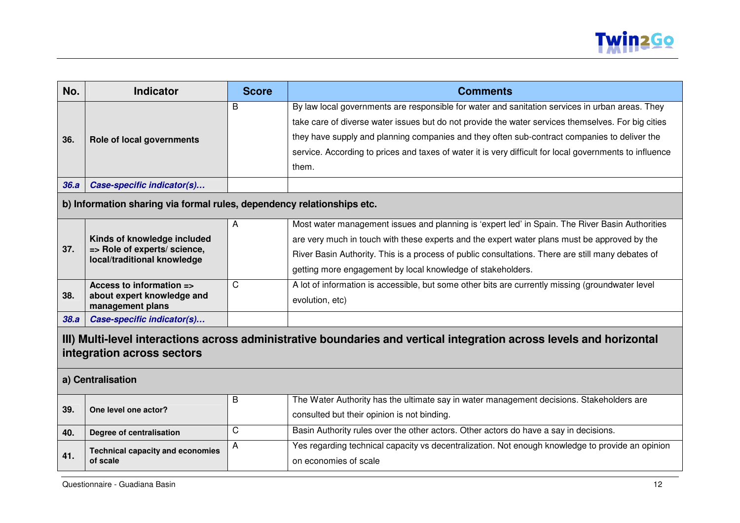| No. | Indicator | Score | Comments |
|---|---|---|---|
| **36.** | **Role of local governments** | B | By law local governments are responsible for water and sanitation services in urban areas. They take care of diverse water issues but do not provide the water services themselves. For big cities they have supply and planning companies and they often sub-contract companies to deliver the service. According to prices and taxes of water it is very difficult for local governments to influence them. |
| ***36.a*** | ***Case-specific indicator(s)…*** | | |
| **b) Information sharing via formal rules, dependency relationships etc.** | | | |
| **37.** | **Kinds of knowledge included => Role of experts/ science, local/traditional knowledge** | A | Most water management issues and planning is 'expert led' in Spain. The River Basin Authorities are very much in touch with these experts and the expert water plans must be approved by the River Basin Authority. This is a process of public consultations. There are still many debates of getting more engagement by local knowledge of stakeholders. |
| **38.** | **Access to information => about expert knowledge and management plans** | C | A lot of information is accessible, but some other bits are currently missing (groundwater level evolution, etc) |
| ***38.a*** | ***Case-specific indicator(s)…*** | | |
| **III) Multi-level interactions across administrative boundaries and vertical integration across levels and horizontal integration across sectors** | | | |
| **a) Centralisation** | | | |
| **39.** | **One level one actor?** | B | The Water Authority has the ultimate say in water management decisions. Stakeholders are consulted but their opinion is not binding. |
| **40.** | **Degree of centralisation** | C | Basin Authority rules over the other actors. Other actors do have a say in decisions. |
| **41.** | **Technical capacity and economies of scale** | A | Yes regarding technical capacity vs decentralization. Not enough knowledge to provide an opinion on economies of scale |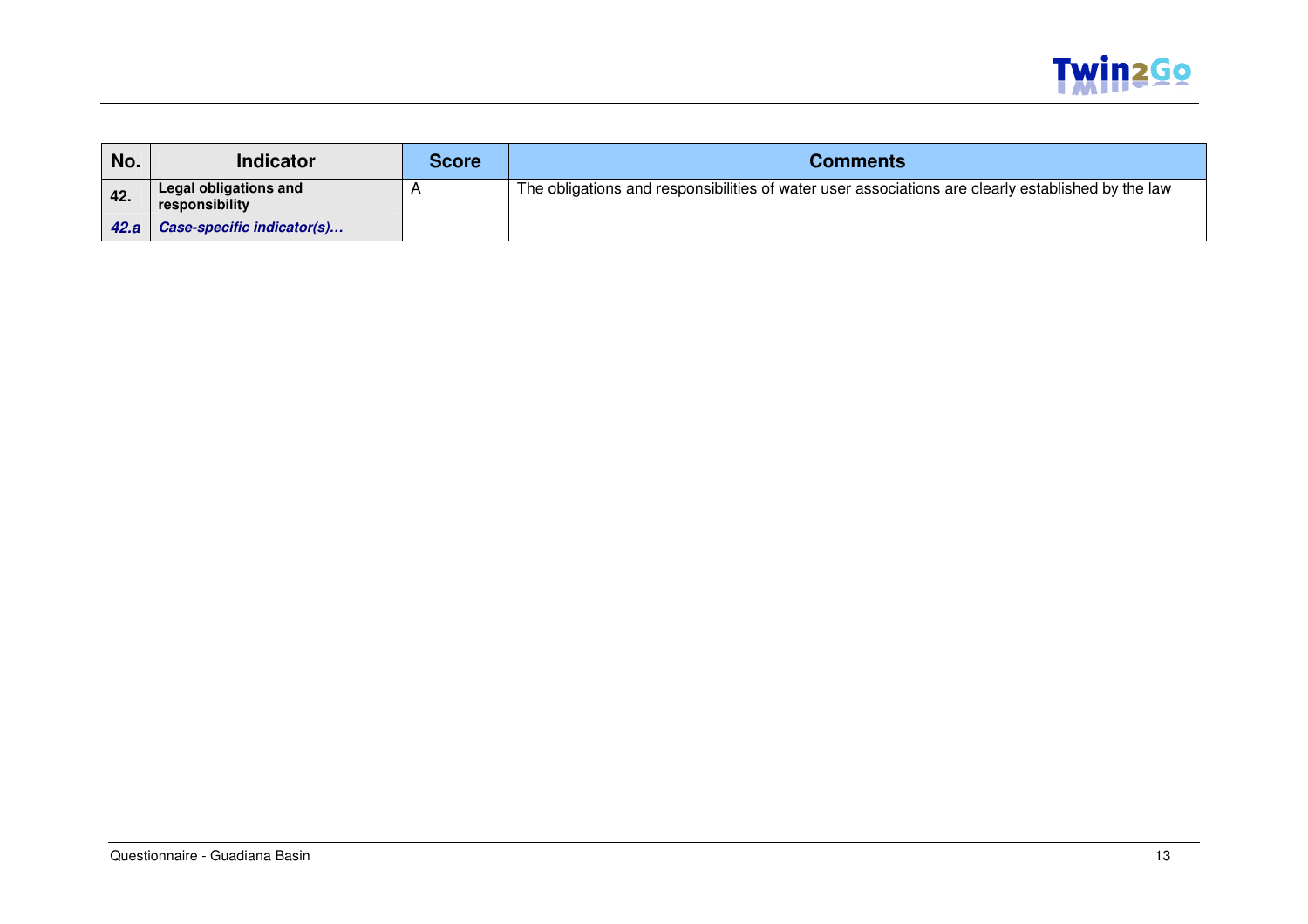| No. | Indicator | Score | Comments |
|---|---|---|---|
| 42. | **Legal obligations and responsibility** | A | The obligations and responsibilities of water user associations are clearly established by the law |
| ***42.a*** | ***Case-specific indicator(s)…*** | | |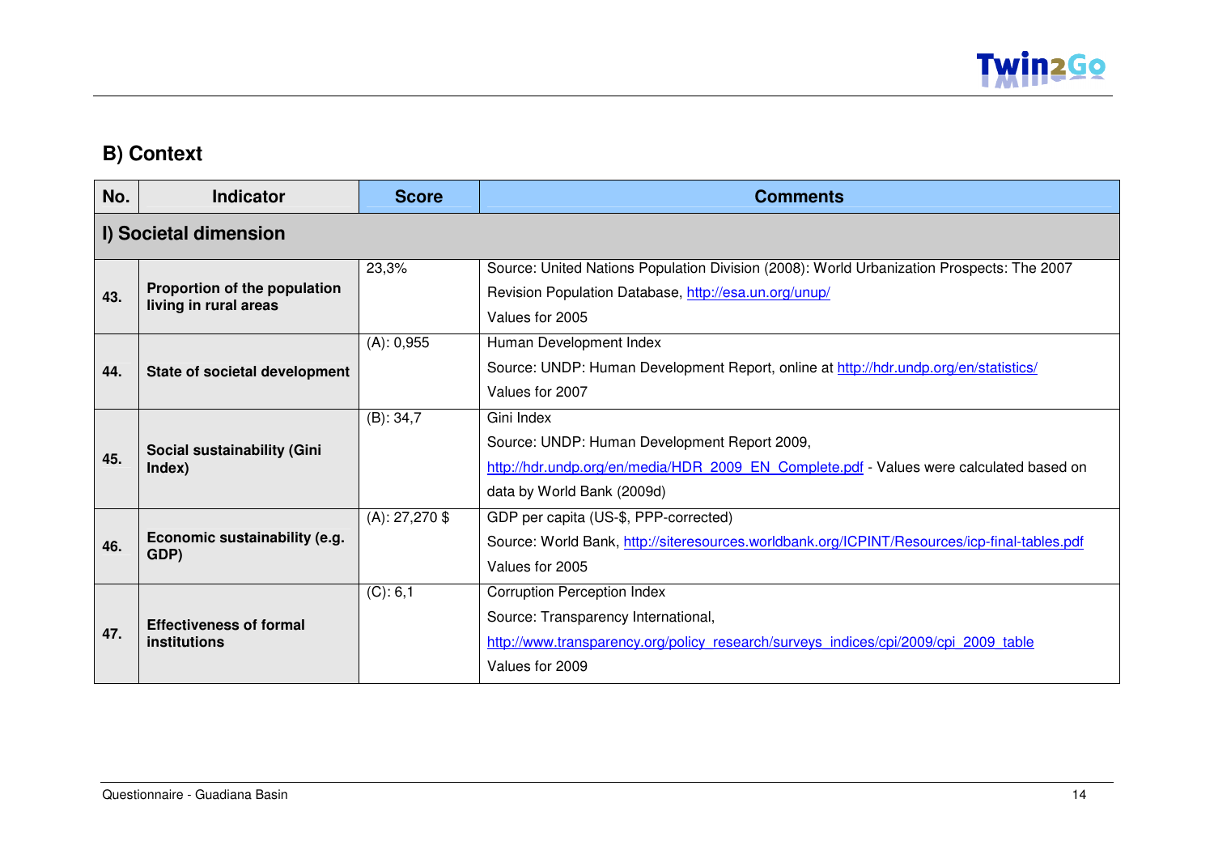## B) Context

| No. | Indicator | Score | Comments |
|---|---|---|---|
| **I) Societal dimension** | | | |
| **43.** | **Proportion of the population living in rural areas** | 23,3% | Source: United Nations Population Division (2008): World Urbanization Prospects: The 2007 Revision Population Database, http://esa.un.org/unup/<br>Values for 2005 |
| **44.** | **State of societal development** | (A): 0,955 | Human Development Index<br>Source: UNDP: Human Development Report, online at http://hdr.undp.org/en/statistics/<br>Values for 2007 |
| **45.** | **Social sustainability (Gini Index)** | (B): 34,7 | Gini Index<br>Source: UNDP: Human Development Report 2009, http://hdr.undp.org/en/media/HDR_2009_EN_Complete.pdf - Values were calculated based on data by World Bank (2009d) |
| **46.** | **Economic sustainability (e.g. GDP)** | (A): 27,270 $ | GDP per capita (US-$, PPP-corrected)<br>Source: World Bank, http://siteresources.worldbank.org/ICPINT/Resources/icp-final-tables.pdf<br>Values for 2005 |
| **47.** | **Effectiveness of formal institutions** | (C): 6,1 | Corruption Perception Index<br>Source: Transparency International, http://www.transparency.org/policy_research/surveys_indices/cpi/2009/cpi_2009_table<br>Values for 2009 |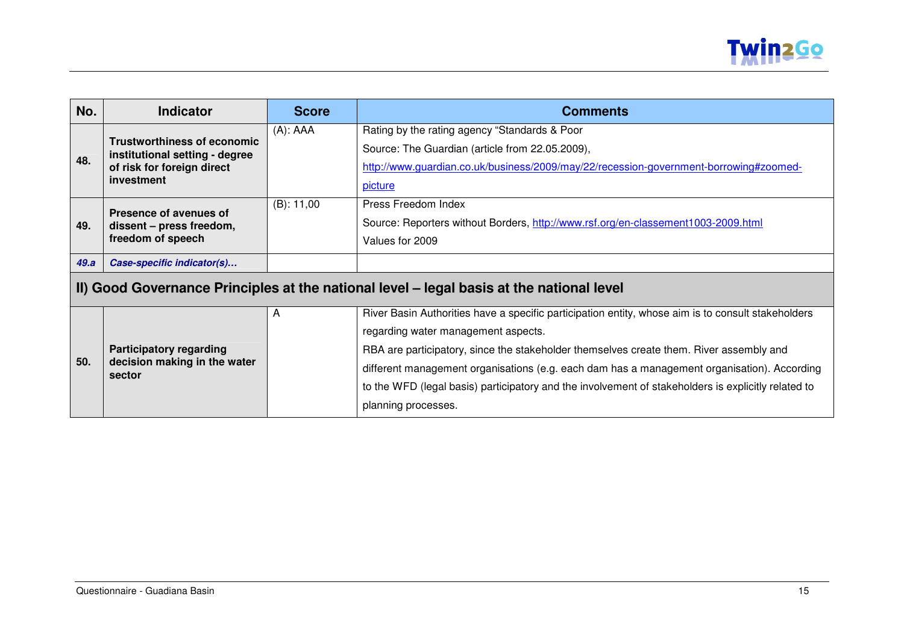| No. | Indicator | Score | Comments |
|---|---|---|---|
| 48. | **Trustworthiness of economic institutional setting - degree of risk for foreign direct investment** | (A): AAA | Rating by the rating agency "Standards & Poor<br>Source: The Guardian (article from 22.05.2009),<br>http://www.guardian.co.uk/business/2009/may/22/recession-government-borrowing#zoomed-picture |
| 49. | **Presence of avenues of dissent – press freedom, freedom of speech** | (B): 11,00 | Press Freedom Index<br>Source: Reporters without Borders, http://www.rsf.org/en-classement1003-2009.html<br>Values for 2009 |
| ***49.a*** | ***Case-specific indicator(s)…*** | | |
| **II) Good Governance Principles at the national level – legal basis at the national level** | | | |
| 50. | **Participatory regarding decision making in the water sector** | A | River Basin Authorities have a specific participation entity, whose aim is to consult stakeholders regarding water management aspects.<br>RBA are participatory, since the stakeholder themselves create them. River assembly and different management organisations (e.g. each dam has a management organisation). According to the WFD (legal basis) participatory and the involvement of stakeholders is explicitly related to planning processes. |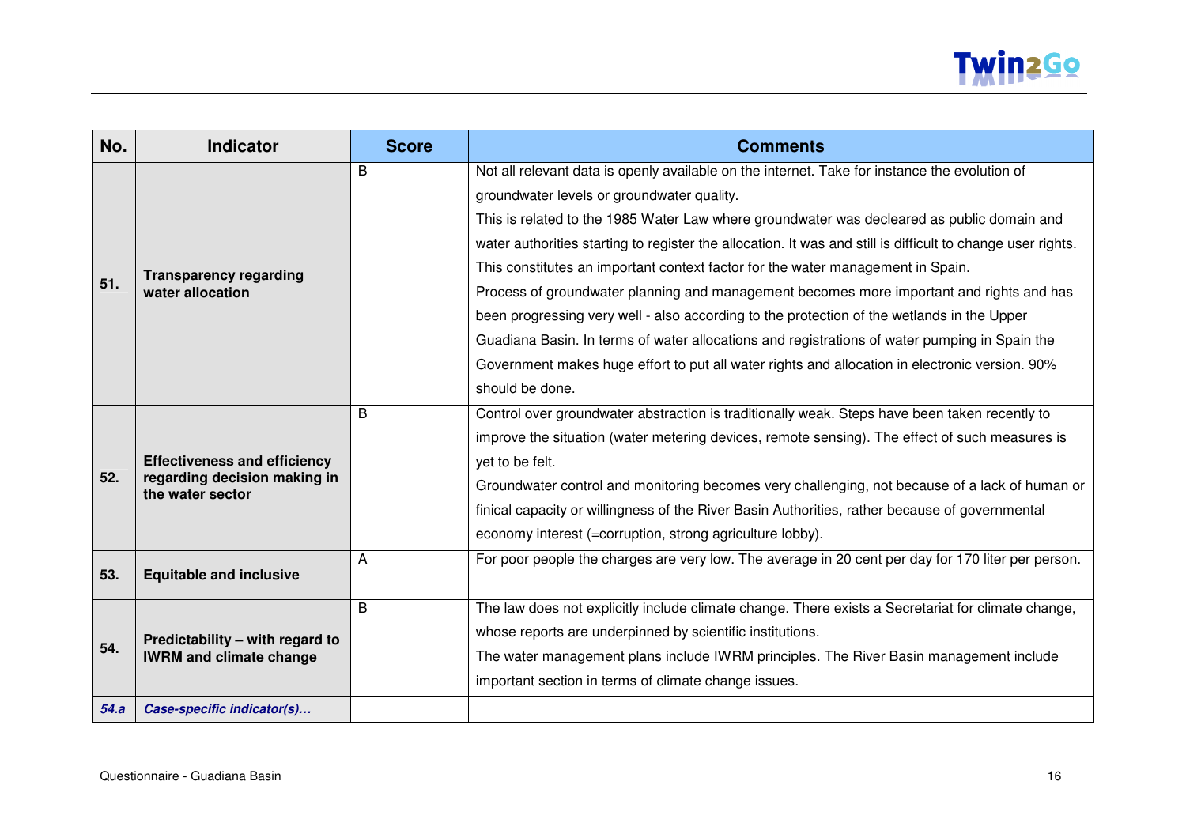| No. | Indicator | Score | Comments |
|---|---|---|---|
| 51. | **Transparency regarding water allocation** | B | Not all relevant data is openly available on the internet. Take for instance the evolution of groundwater levels or groundwater quality. This is related to the 1985 Water Law where groundwater was decleared as public domain and water authorities starting to register the allocation. It was and still is difficult to change user rights. This constitutes an important context factor for the water management in Spain. Process of groundwater planning and management becomes more important and rights and has been progressing very well - also according to the protection of the wetlands in the Upper Guadiana Basin. In terms of water allocations and registrations of water pumping in Spain the Government makes huge effort to put all water rights and allocation in electronic version. 90% should be done. |
| 52. | **Effectiveness and efficiency regarding decision making in the water sector** | B | Control over groundwater abstraction is traditionally weak. Steps have been taken recently to improve the situation (water metering devices, remote sensing). The effect of such measures is yet to be felt. Groundwater control and monitoring becomes very challenging, not because of a lack of human or finical capacity or willingness of the River Basin Authorities, rather because of governmental economy interest (=corruption, strong agriculture lobby). |
| 53. | **Equitable and inclusive** | A | For poor people the charges are very low. The average in 20 cent per day for 170 liter per person. |
| 54. | **Predictability – with regard to IWRM and climate change** | B | The law does not explicitly include climate change. There exists a Secretariat for climate change, whose reports are underpinned by scientific institutions. The water management plans include IWRM principles. The River Basin management include important section in terms of climate change issues. |
| ***54.a*** | ***Case-specific indicator(s)…*** | | |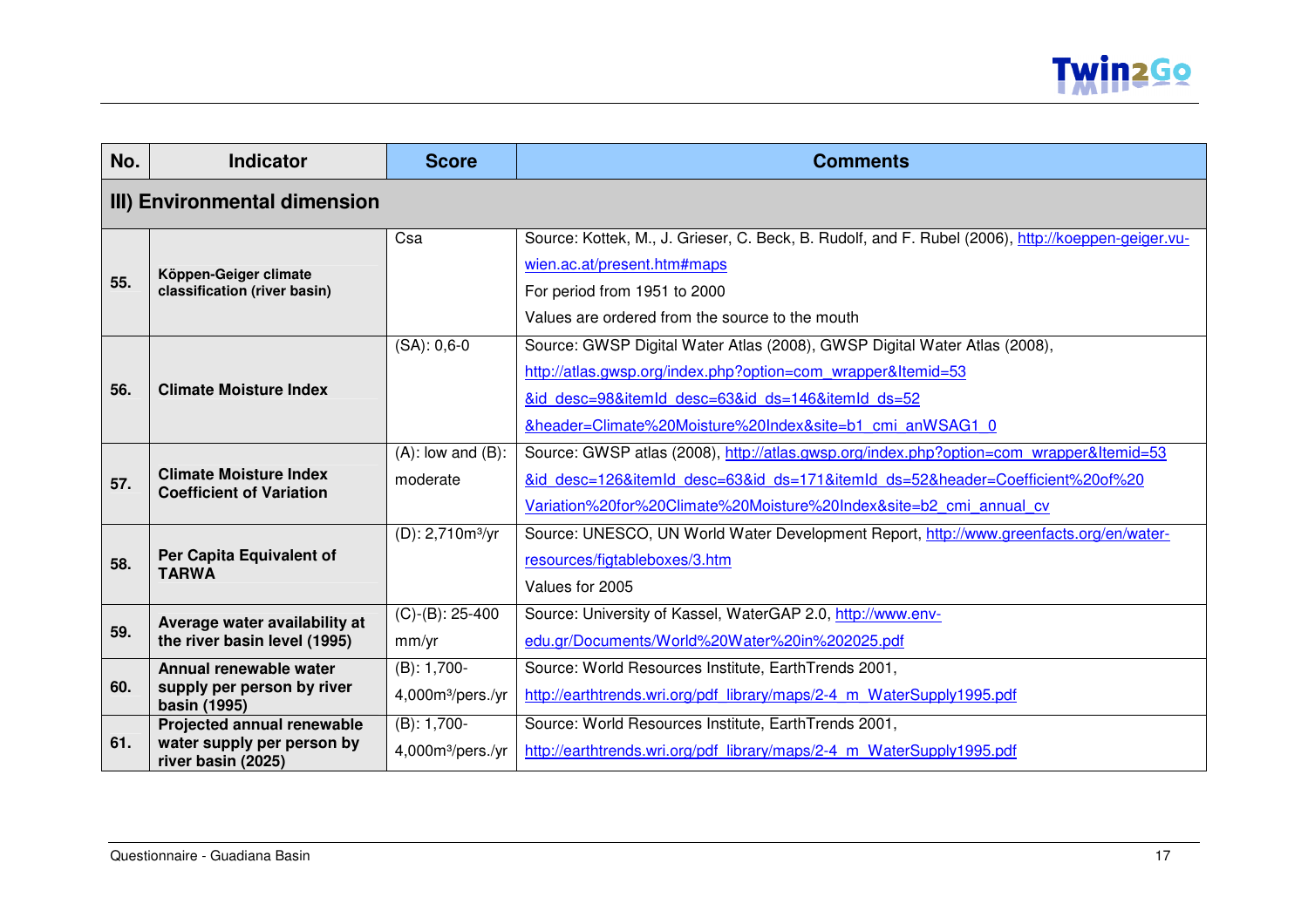| No. | Indicator | Score | Comments |
|---|---|---|---|
| **III) Environmental dimension** | | | |
| **55.** | **Köppen-Geiger climate classification (river basin)** | Csa | Source: Kottek, M., J. Grieser, C. Beck, B. Rudolf, and F. Rubel (2006), http://koeppen-geiger.vu-wien.ac.at/present.htm#maps<br>For period from 1951 to 2000<br>Values are ordered from the source to the mouth |
| **56.** | **Climate Moisture Index** | (SA): 0,6-0 | Source: GWSP Digital Water Atlas (2008), GWSP Digital Water Atlas (2008), http://atlas.gwsp.org/index.php?option=com_wrapper&Itemid=53&id_desc=98&itemId_desc=63&id_ds=146&itemId_ds=52&header=Climate%20Moisture%20Index&site=b1_cmi_anWSAG1_0 |
| **57.** | **Climate Moisture Index Coefficient of Variation** | (A): low and (B): moderate | Source: GWSP atlas (2008), http://atlas.gwsp.org/index.php?option=com_wrapper&Itemid=53&id_desc=126&itemId_desc=63&id_ds=171&itemId_ds=52&header=Coefficient%20of%20Variation%20for%20Climate%20Moisture%20Index&site=b2_cmi_annual_cv |
| **58.** | **Per Capita Equivalent of TARWA** | (D): 2,710m³/yr | Source: UNESCO, UN World Water Development Report, http://www.greenfacts.org/en/water-resources/figtableboxes/3.htm<br>Values for 2005 |
| **59.** | **Average water availability at the river basin level (1995)** | (C)-(B): 25-400 mm/yr | Source: University of Kassel, WaterGAP 2.0, http://www.env-edu.gr/Documents/World%20Water%20in%202025.pdf |
| **60.** | **Annual renewable water supply per person by river basin (1995)** | (B): 1,700-4,000m³/pers./yr | Source: World Resources Institute, EarthTrends 2001, http://earthtrends.wri.org/pdf_library/maps/2-4_m_WaterSupply1995.pdf |
| **61.** | **Projected annual renewable water supply per person by river basin (2025)** | (B): 1,700-4,000m³/pers./yr | Source: World Resources Institute, EarthTrends 2001, http://earthtrends.wri.org/pdf_library/maps/2-4_m_WaterSupply1995.pdf |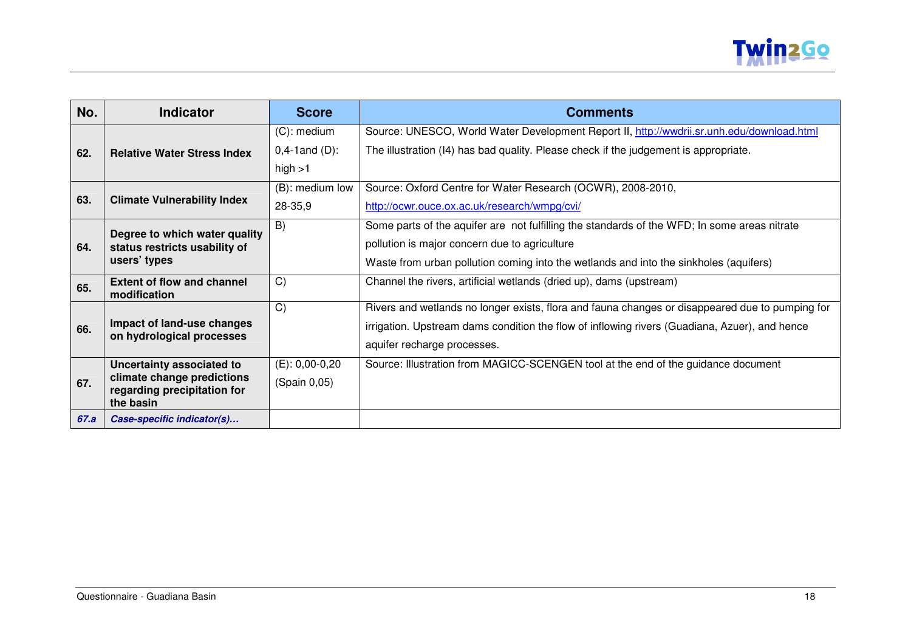| No. | Indicator | Score | Comments |
|---|---|---|---|
| 62. | **Relative Water Stress Index** | (C): medium 0,4-1and (D): high >1 | Source: UNESCO, World Water Development Report II, http://wwdrii.sr.unh.edu/download.html The illustration (I4) has bad quality. Please check if the judgement is appropriate. |
| 63. | **Climate Vulnerability Index** | (B): medium low 28-35,9 | Source: Oxford Centre for Water Research (OCWR), 2008-2010, http://ocwr.ouce.ox.ac.uk/research/wmpg/cvi/ |
| 64. | **Degree to which water quality status restricts usability of users' types** | B) | Some parts of the aquifer are  not fulfilling the standards of the WFD; In some areas nitrate pollution is major concern due to agriculture<br>Waste from urban pollution coming into the wetlands and into the sinkholes (aquifers) |
| 65. | **Extent of flow and channel modification** | C) | Channel the rivers, artificial wetlands (dried up), dams (upstream) |
| 66. | **Impact of land-use changes on hydrological processes** | C) | Rivers and wetlands no longer exists, flora and fauna changes or disappeared due to pumping for irrigation. Upstream dams condition the flow of inflowing rivers (Guadiana, Azuer), and hence aquifer recharge processes. |
| 67. | **Uncertainty associated to climate change predictions regarding precipitation for the basin** | (E): 0,00-0,20 (Spain 0,05) | Source: Illustration from MAGICC-SCENGEN tool at the end of the guidance document |
| ***67.a*** | ***Case-specific indicator(s)…*** | | |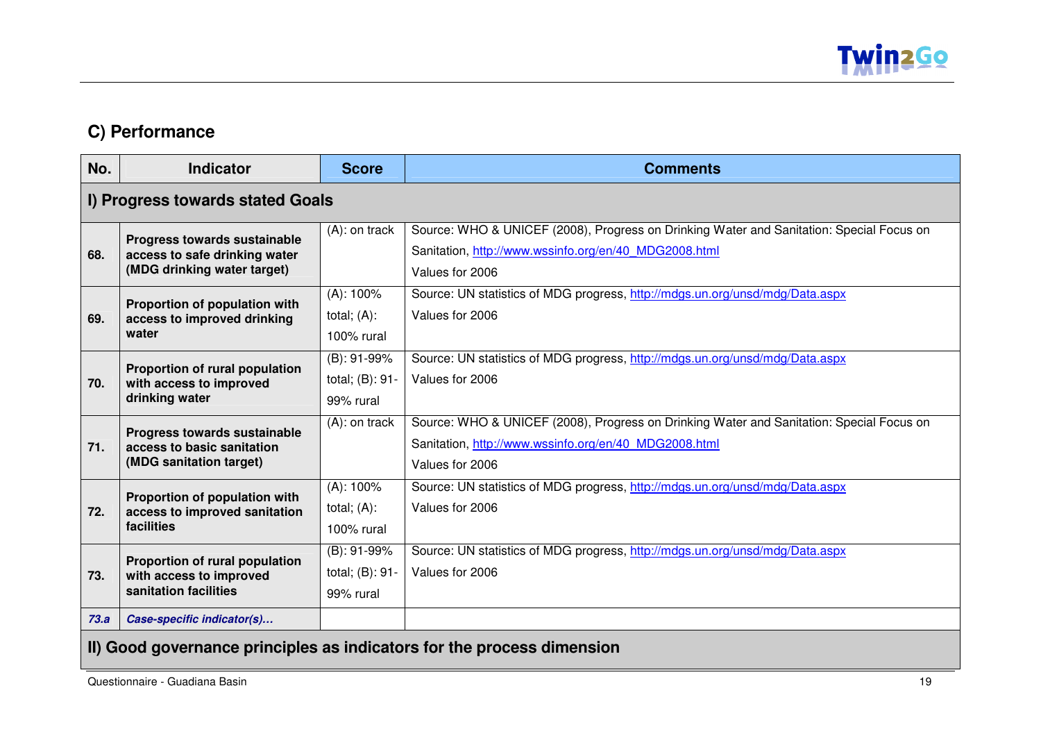## C) Performance

| No. | Indicator | Score | Comments |
|---|---|---|---|
| **I) Progress towards stated Goals** | | | |
| **68.** | **Progress towards sustainable access to safe drinking water (MDG drinking water target)** | (A): on track | Source: WHO & UNICEF (2008), Progress on Drinking Water and Sanitation: Special Focus on Sanitation, http://www.wssinfo.org/en/40_MDG2008.html Values for 2006 |
| **69.** | **Proportion of population with access to improved drinking water** | (A): 100% total; (A): 100% rural | Source: UN statistics of MDG progress, http://mdgs.un.org/unsd/mdg/Data.aspx Values for 2006 |
| **70.** | **Proportion of rural population with access to improved drinking water** | (B): 91-99% total; (B): 91-99% rural | Source: UN statistics of MDG progress, http://mdgs.un.org/unsd/mdg/Data.aspx Values for 2006 |
| **71.** | **Progress towards sustainable access to basic sanitation (MDG sanitation target)** | (A): on track | Source: WHO & UNICEF (2008), Progress on Drinking Water and Sanitation: Special Focus on Sanitation, http://www.wssinfo.org/en/40_MDG2008.html Values for 2006 |
| **72.** | **Proportion of population with access to improved sanitation facilities** | (A): 100% total; (A): 100% rural | Source: UN statistics of MDG progress, http://mdgs.un.org/unsd/mdg/Data.aspx Values for 2006 |
| **73.** | **Proportion of rural population with access to improved sanitation facilities** | (B): 91-99% total; (B): 91-99% rural | Source: UN statistics of MDG progress, http://mdgs.un.org/unsd/mdg/Data.aspx Values for 2006 |
| ***73.a*** | ***Case-specific indicator(s)…*** | | |
| **II) Good governance principles as indicators for the process dimension** | | | |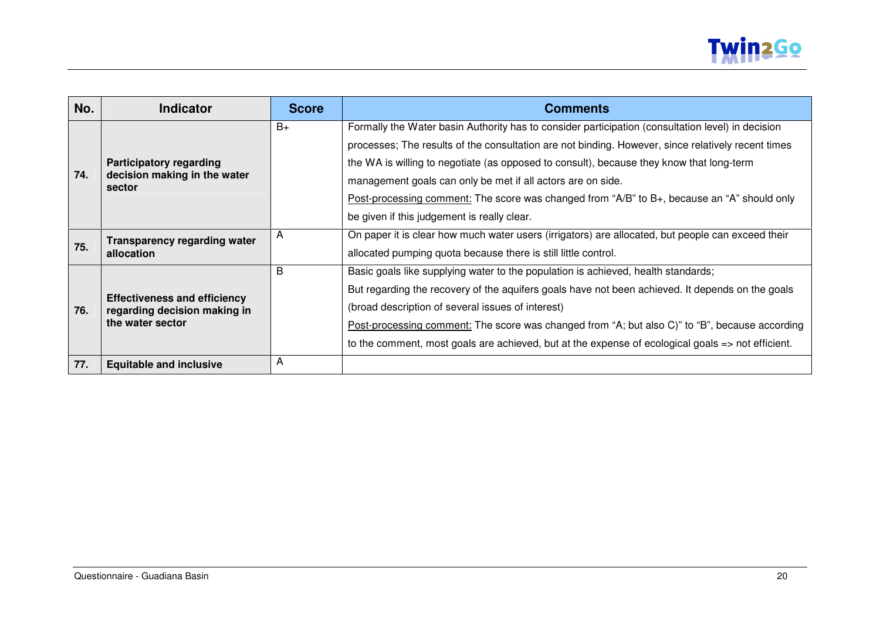| No. | Indicator | Score | Comments |
|---|---|---|---|
| 74. | **Participatory regarding decision making in the water sector** | B+ | Formally the Water basin Authority has to consider participation (consultation level) in decision processes; The results of the consultation are not binding. However, since relatively recent times the WA is willing to negotiate (as opposed to consult), because they know that long-term management goals can only be met if all actors are on side.<br>Post-processing comment: The score was changed from "A/B" to B+, because an "A" should only be given if this judgement is really clear. |
| 75. | **Transparency regarding water allocation** | A | On paper it is clear how much water users (irrigators) are allocated, but people can exceed their allocated pumping quota because there is still little control. |
| 76. | **Effectiveness and efficiency regarding decision making in the water sector** | B | Basic goals like supplying water to the population is achieved, health standards;<br>But regarding the recovery of the aquifers goals have not been achieved. It depends on the goals (broad description of several issues of interest)<br>Post-processing comment: The score was changed from "A; but also C)" to "B", because according to the comment, most goals are achieved, but at the expense of ecological goals => not efficient. |
| 77. | **Equitable and inclusive** | A | |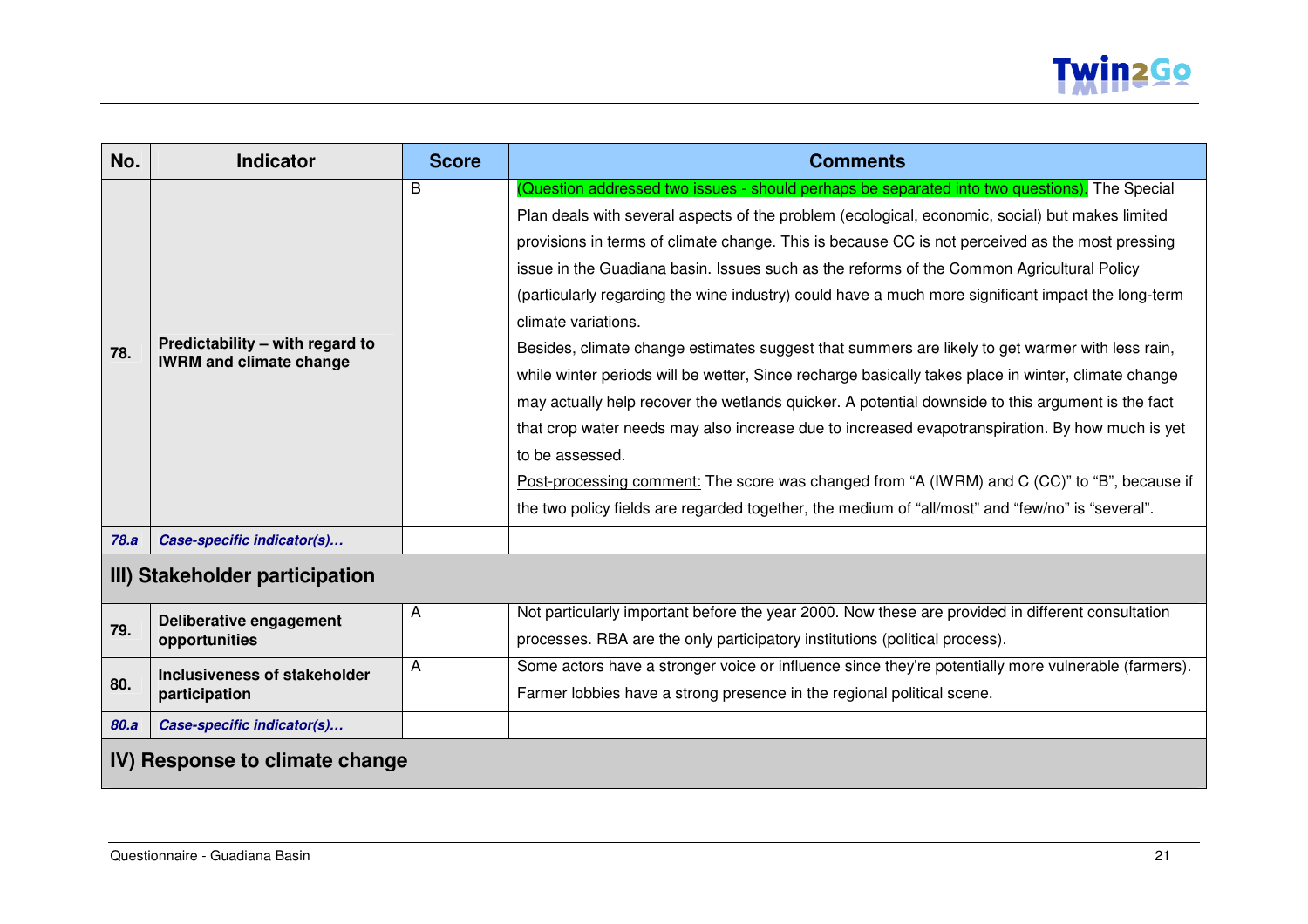| No. | Indicator | Score | Comments |
|---|---|---|---|
| 78. | **Predictability – with regard to IWRM and climate change** | B | (Question addressed two issues - should perhaps be separated into two questions). The Special Plan deals with several aspects of the problem (ecological, economic, social) but makes limited provisions in terms of climate change. This is because CC is not perceived as the most pressing issue in the Guadiana basin. Issues such as the reforms of the Common Agricultural Policy (particularly regarding the wine industry) could have a much more significant impact the long-term climate variations.<br>Besides, climate change estimates suggest that summers are likely to get warmer with less rain, while winter periods will be wetter, Since recharge basically takes place in winter, climate change may actually help recover the wetlands quicker. A potential downside to this argument is the fact that crop water needs may also increase due to increased evapotranspiration. By how much is yet to be assessed.<br>Post-processing comment: The score was changed from "A (IWRM) and C (CC)" to "B", because if the two policy fields are regarded together, the medium of "all/most" and "few/no" is "several". |
| *78.a* | ***Case-specific indicator(s)…*** | | |
| **III) Stakeholder participation** | | | |
| 79. | **Deliberative engagement opportunities** | A | Not particularly important before the year 2000. Now these are provided in different consultation processes. RBA are the only participatory institutions (political process). |
| 80. | **Inclusiveness of stakeholder participation** | A | Some actors have a stronger voice or influence since they're potentially more vulnerable (farmers). Farmer lobbies have a strong presence in the regional political scene. |
| *80.a* | ***Case-specific indicator(s)…*** | | |
| **IV) Response to climate change** | | | |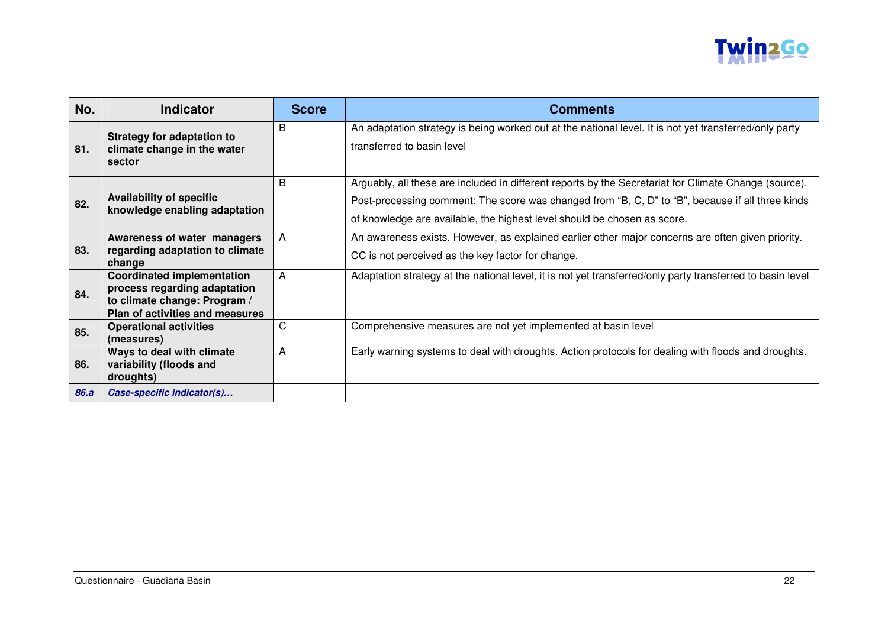| No. | Indicator | Score | Comments |
|---|---|---|---|
| 81. | **Strategy for adaptation to climate change in the water sector** | B | An adaptation strategy is being worked out at the national level. It is not yet transferred/only party transferred to basin level |
| 82. | **Availability of specific knowledge enabling adaptation** | B | Arguably, all these are included in different reports by the Secretariat for Climate Change (source). Post-processing comment: The score was changed from "B, C, D" to "B", because if all three kinds of knowledge are available, the highest level should be chosen as score. |
| 83. | **Awareness of water managers regarding adaptation to climate change** | A | An awareness exists. However, as explained earlier other major concerns are often given priority. CC is not perceived as the key factor for change. |
| 84. | **Coordinated implementation process regarding adaptation to climate change: Program / Plan of activities and measures** | A | Adaptation strategy at the national level, it is not yet transferred/only party transferred to basin level |
| 85. | **Operational activities (measures)** | C | Comprehensive measures are not yet implemented at basin level |
| 86. | **Ways to deal with climate variability (floods and droughts)** | A | Early warning systems to deal with droughts. Action protocols for dealing with floods and droughts. |
| ***86.a*** | ***Case-specific indicator(s)…*** | | |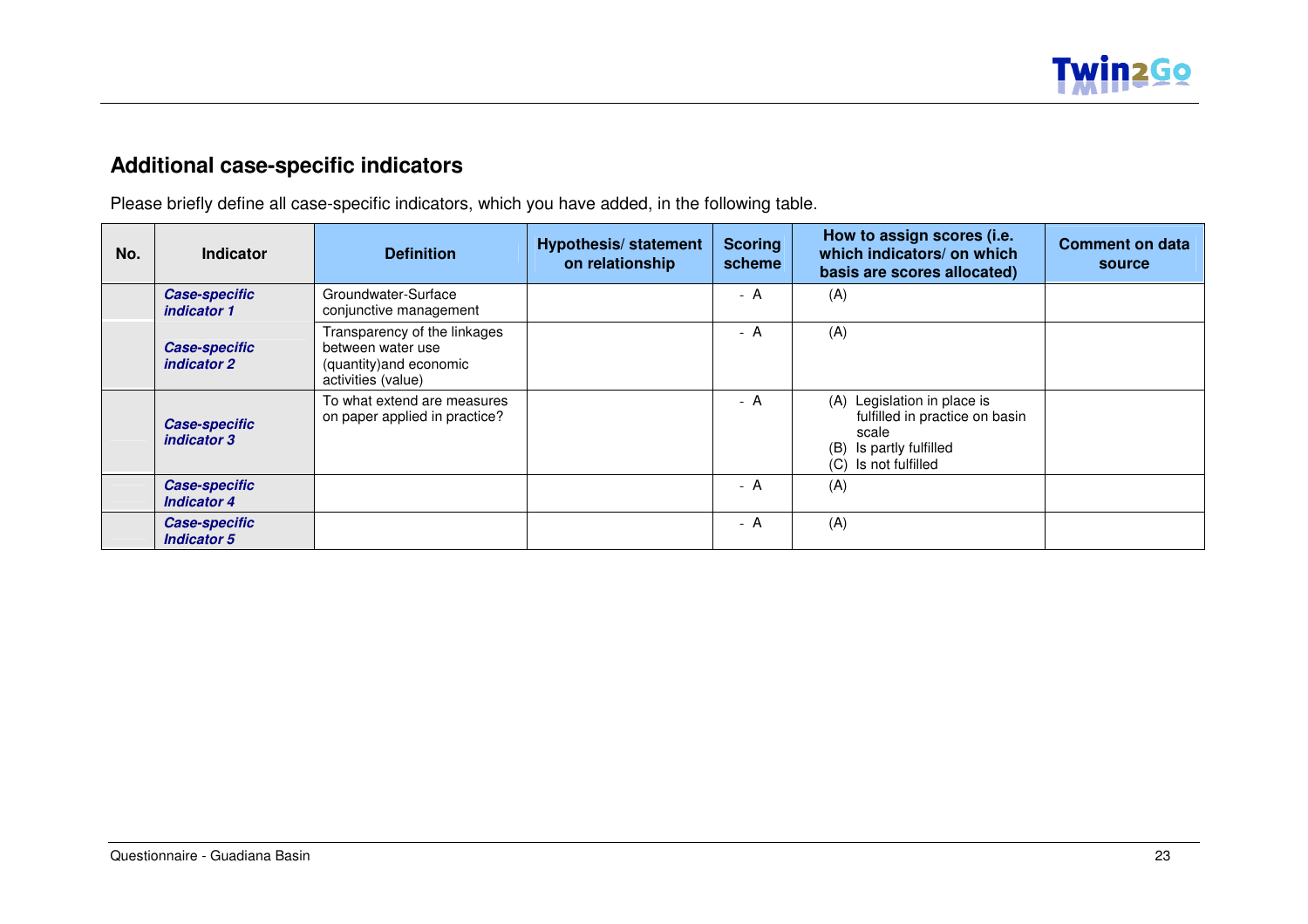## Additional case-specific indicators

Please briefly define all case-specific indicators, which you have added, in the following table.

| No. | Indicator | Definition | Hypothesis/ statement on relationship | Scoring scheme | How to assign scores (i.e. which indicators/ on which basis are scores allocated) | Comment on data source |
|---|---|---|---|---|---|---|
| | ***Case-specific indicator 1*** | Groundwater-Surface conjunctive management | | - A | (A) | |
| | ***Case-specific indicator 2*** | Transparency of the linkages between water use (quantity)and economic activities (value) | | - A | (A) | |
| | ***Case-specific indicator 3*** | To what extend are measures on paper applied in practice? | | - A | (A) Legislation in place is fulfilled in practice on basin scale<br>(B) Is partly fulfilled<br>(C) Is not fulfilled | |
| | ***Case-specific Indicator 4*** | | | - A | (A) | |
| | ***Case-specific Indicator 5*** | | | - A | (A) | |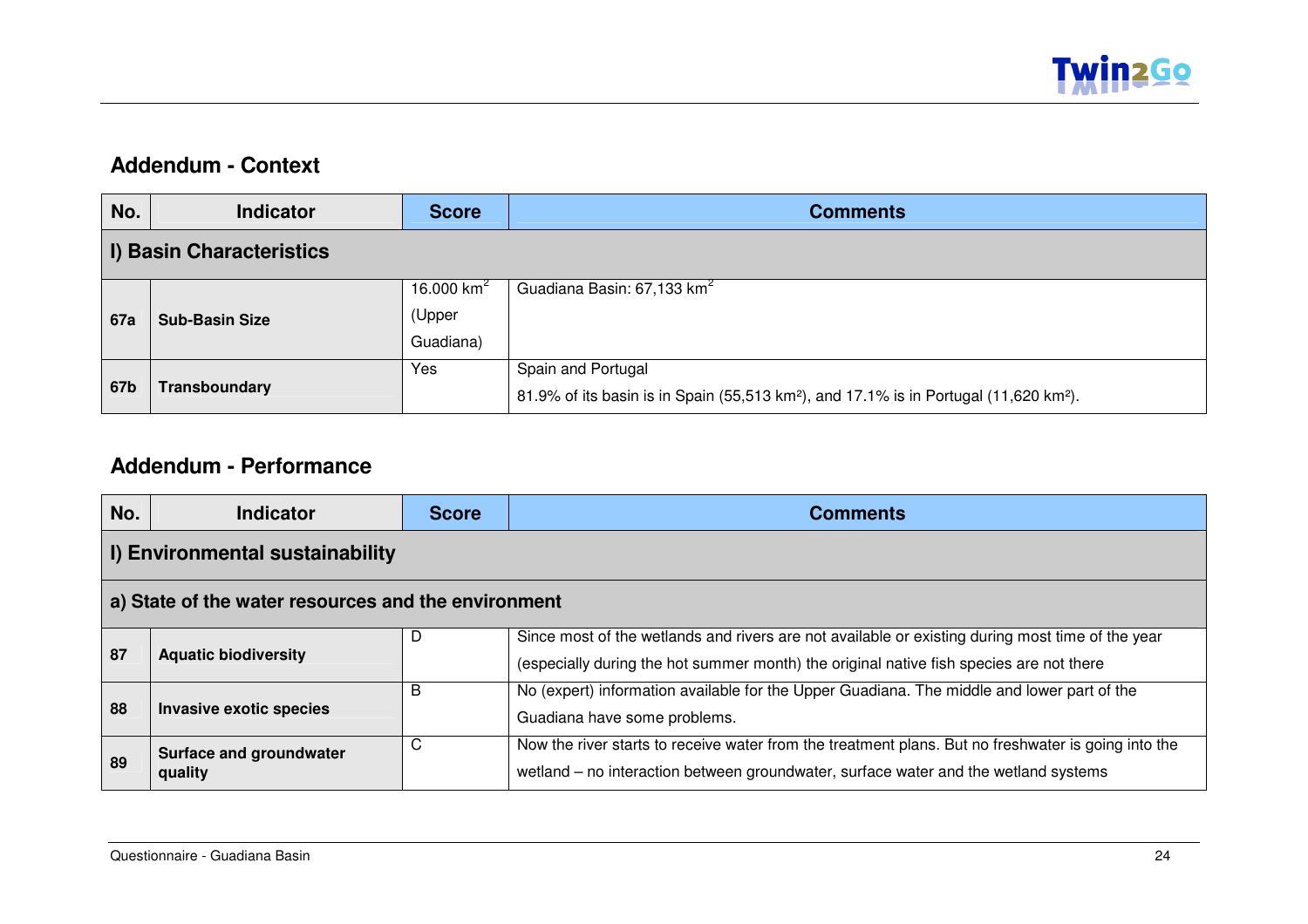## Addendum - Context

| No. | Indicator | Score | Comments |
|---|---|---|---|
| **I) Basin Characteristics** | | | |
| **67a** | **Sub-Basin Size** | 16.000 $km^2$ (Upper Guadiana) | Guadiana Basin: 67,133 $km^2$ |
| **67b** | **Transboundary** | Yes | Spain and Portugal<br>81.9% of its basin is in Spain (55,513 $km^2$), and 17.1% is in Portugal (11,620 $km^2$). |

## Addendum - Performance

| No. | Indicator | Score | Comments |
|---|---|---|---|
| **I) Environmental sustainability** | | | |
| **a) State of the water resources and the environment** | | | |
| **87** | **Aquatic biodiversity** | D | Since most of the wetlands and rivers are not available or existing during most time of the year (especially during the hot summer month) the original native fish species are not there |
| **88** | **Invasive exotic species** | B | No (expert) information available for the Upper Guadiana. The middle and lower part of the Guadiana have some problems. |
| **89** | **Surface and groundwater quality** | C | Now the river starts to receive water from the treatment plans. But no freshwater is going into the wetland – no interaction between groundwater, surface water and the wetland systems |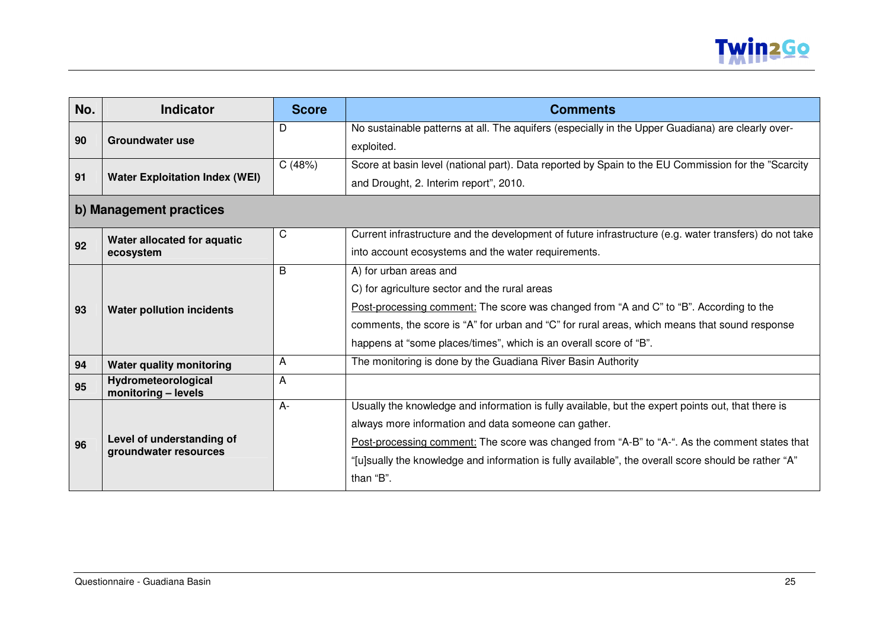| No. | Indicator | Score | Comments |
| --- | --- | --- | --- |
| 90 | **Groundwater use** | D | No sustainable patterns at all. The aquifers (especially in the Upper Guadiana) are clearly over-exploited. |
| 91 | **Water Exploitation Index (WEI)** | C (48%) | Score at basin level (national part). Data reported by Spain to the EU Commission for the "Scarcity and Drought, 2. Interim report", 2010. |
| **b) Management practices** | | | |
| 92 | **Water allocated for aquatic ecosystem** | C | Current infrastructure and the development of future infrastructure (e.g. water transfers) do not take into account ecosystems and the water requirements. |
| 93 | **Water pollution incidents** | B | A) for urban areas and<br>C) for agriculture sector and the rural areas<br>Post-processing comment: The score was changed from "A and C" to "B". According to the comments, the score is "A" for urban and "C" for rural areas, which means that sound response happens at "some places/times", which is an overall score of "B". |
| 94 | **Water quality monitoring** | A | The monitoring is done by the Guadiana River Basin Authority |
| 95 | **Hydrometeorological monitoring – levels** | A | |
| 96 | **Level of understanding of groundwater resources** | A- | Usually the knowledge and information is fully available, but the expert points out, that there is always more information and data someone can gather.<br>Post-processing comment: The score was changed from "A-B" to "A-". As the comment states that "[u]sually the knowledge and information is fully available", the overall score should be rather "A" than "B". |